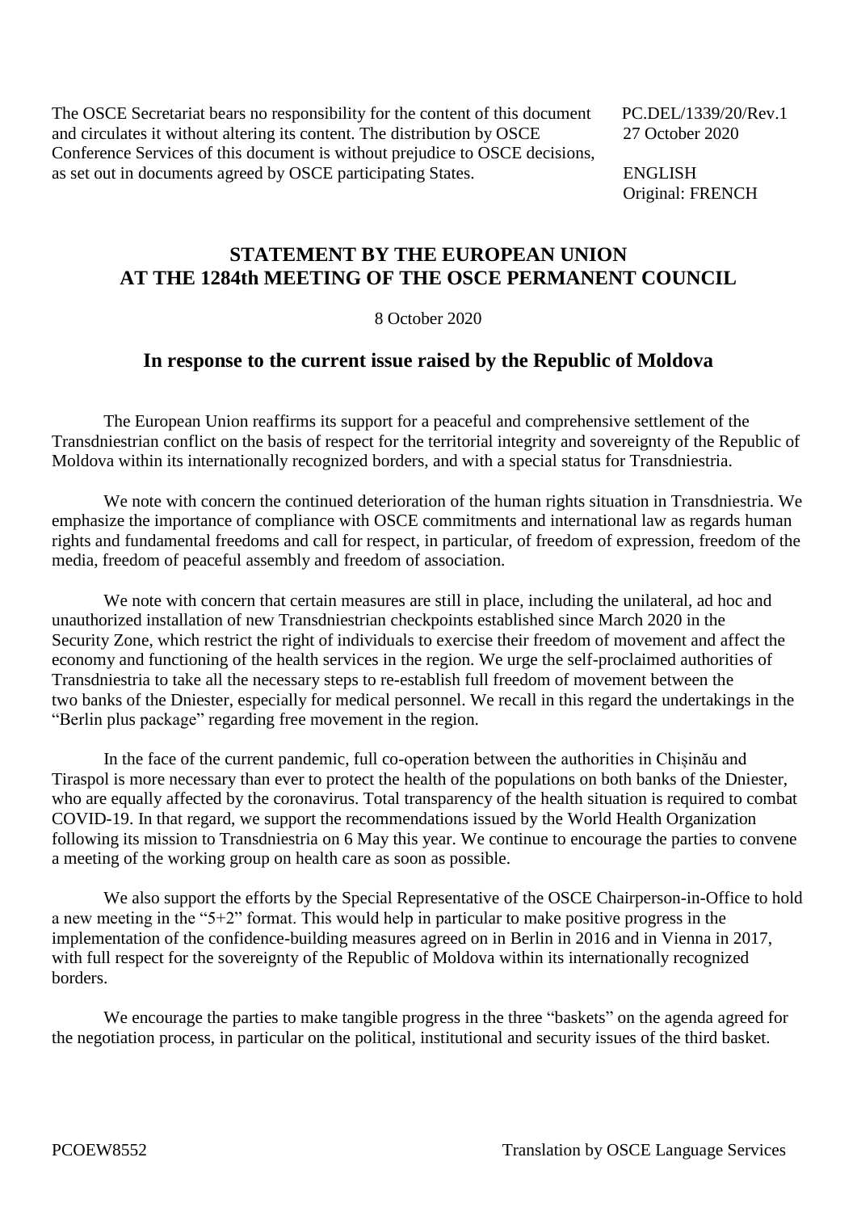The OSCE Secretariat bears no responsibility for the content of this document and circulates it without altering its content. The distribution by OSCE Conference Services of this document is without prejudice to OSCE decisions, as set out in documents agreed by OSCE participating States.

PC.DEL/1339/20/Rev.1
27 October 2020

ENGLISH
Original: FRENCH

# STATEMENT BY THE EUROPEAN UNION AT THE 1284th MEETING OF THE OSCE PERMANENT COUNCIL

8 October 2020

## In response to the current issue raised by the Republic of Moldova

The European Union reaffirms its support for a peaceful and comprehensive settlement of the Transdniestrian conflict on the basis of respect for the territorial integrity and sovereignty of the Republic of Moldova within its internationally recognized borders, and with a special status for Transdniestria.

We note with concern the continued deterioration of the human rights situation in Transdniestria. We emphasize the importance of compliance with OSCE commitments and international law as regards human rights and fundamental freedoms and call for respect, in particular, of freedom of expression, freedom of the media, freedom of peaceful assembly and freedom of association.

We note with concern that certain measures are still in place, including the unilateral, ad hoc and unauthorized installation of new Transdniestrian checkpoints established since March 2020 in the Security Zone, which restrict the right of individuals to exercise their freedom of movement and affect the economy and functioning of the health services in the region. We urge the self-proclaimed authorities of Transdniestria to take all the necessary steps to re-establish full freedom of movement between the two banks of the Dniester, especially for medical personnel. We recall in this regard the undertakings in the "Berlin plus package" regarding free movement in the region.

In the face of the current pandemic, full co-operation between the authorities in Chișinău and Tiraspol is more necessary than ever to protect the health of the populations on both banks of the Dniester, who are equally affected by the coronavirus. Total transparency of the health situation is required to combat COVID-19. In that regard, we support the recommendations issued by the World Health Organization following its mission to Transdniestria on 6 May this year. We continue to encourage the parties to convene a meeting of the working group on health care as soon as possible.

We also support the efforts by the Special Representative of the OSCE Chairperson-in-Office to hold a new meeting in the "5+2" format. This would help in particular to make positive progress in the implementation of the confidence-building measures agreed on in Berlin in 2016 and in Vienna in 2017, with full respect for the sovereignty of the Republic of Moldova within its internationally recognized borders.

We encourage the parties to make tangible progress in the three "baskets" on the agenda agreed for the negotiation process, in particular on the political, institutional and security issues of the third basket.

PCOEW8552

Translation by OSCE Language Services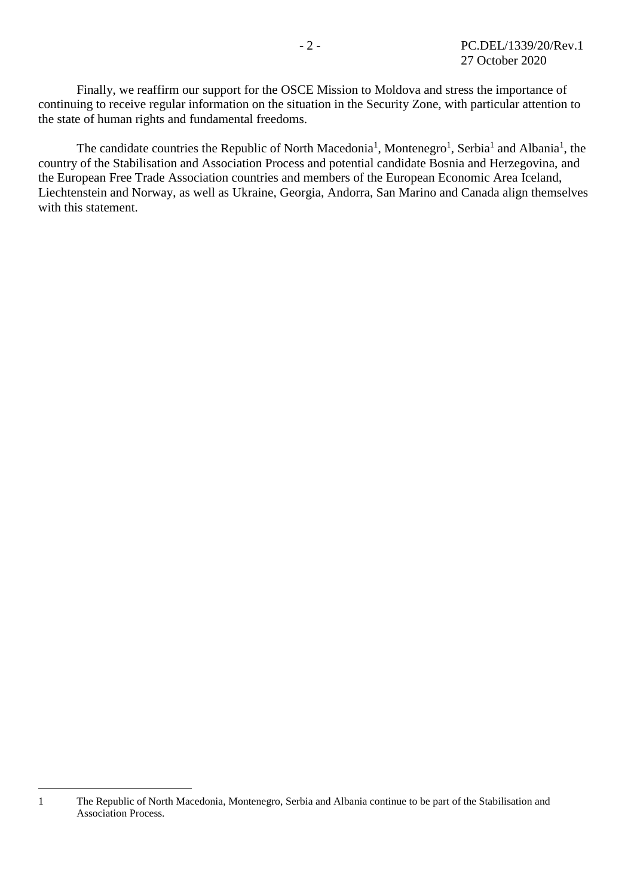Finally, we reaffirm our support for the OSCE Mission to Moldova and stress the importance of continuing to receive regular information on the situation in the Security Zone, with particular attention to the state of human rights and fundamental freedoms.

The candidate countries the Republic of North Macedonia[1], Montenegro[1], Serbia[1] and Albania[1], the country of the Stabilisation and Association Process and potential candidate Bosnia and Herzegovina, and the European Free Trade Association countries and members of the European Economic Area Iceland, Liechtenstein and Norway, as well as Ukraine, Georgia, Andorra, San Marino and Canada align themselves with this statement.

---

1 The Republic of North Macedonia, Montenegro, Serbia and Albania continue to be part of the Stabilisation and Association Process.